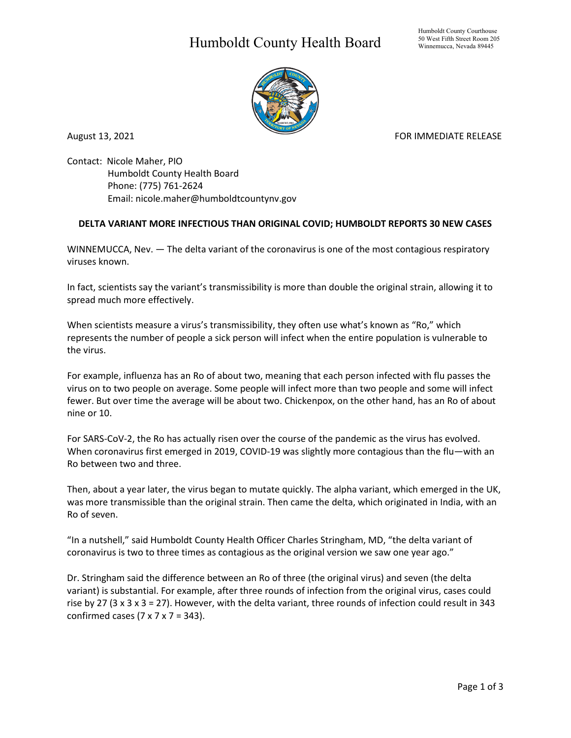# Humboldt County Health Board

Humboldt County Courthouse
50 West Fifth Street Room 205
Winnemucca, Nevada 89445

August 13, 2021

FOR IMMEDIATE RELEASE

Contact: Nicole Maher, PIO
Humboldt County Health Board
Phone: (775) 761-2624
Email: nicole.maher@humboldtcountynv.gov

**DELTA VARIANT MORE INFECTIOUS THAN ORIGINAL COVID; HUMBOLDT REPORTS 30 NEW CASES**

WINNEMUCCA, Nev. — The delta variant of the coronavirus is one of the most contagious respiratory viruses known.

In fact, scientists say the variant's transmissibility is more than double the original strain, allowing it to spread much more effectively.

When scientists measure a virus's transmissibility, they often use what's known as "Ro," which represents the number of people a sick person will infect when the entire population is vulnerable to the virus.

For example, influenza has an Ro of about two, meaning that each person infected with flu passes the virus on to two people on average. Some people will infect more than two people and some will infect fewer. But over time the average will be about two. Chickenpox, on the other hand, has an Ro of about nine or 10.

For SARS-CoV-2, the Ro has actually risen over the course of the pandemic as the virus has evolved. When coronavirus first emerged in 2019, COVID-19 was slightly more contagious than the flu—with an Ro between two and three.

Then, about a year later, the virus began to mutate quickly. The alpha variant, which emerged in the UK, was more transmissible than the original strain. Then came the delta, which originated in India, with an Ro of seven.

"In a nutshell," said Humboldt County Health Officer Charles Stringham, MD, "the delta variant of coronavirus is two to three times as contagious as the original version we saw one year ago."

Dr. Stringham said the difference between an Ro of three (the original virus) and seven (the delta variant) is substantial. For example, after three rounds of infection from the original virus, cases could rise by 27 ($3 \times 3 \times 3 = 27$). However, with the delta variant, three rounds of infection could result in 343 confirmed cases ($7 \times 7 \times 7 = 343$).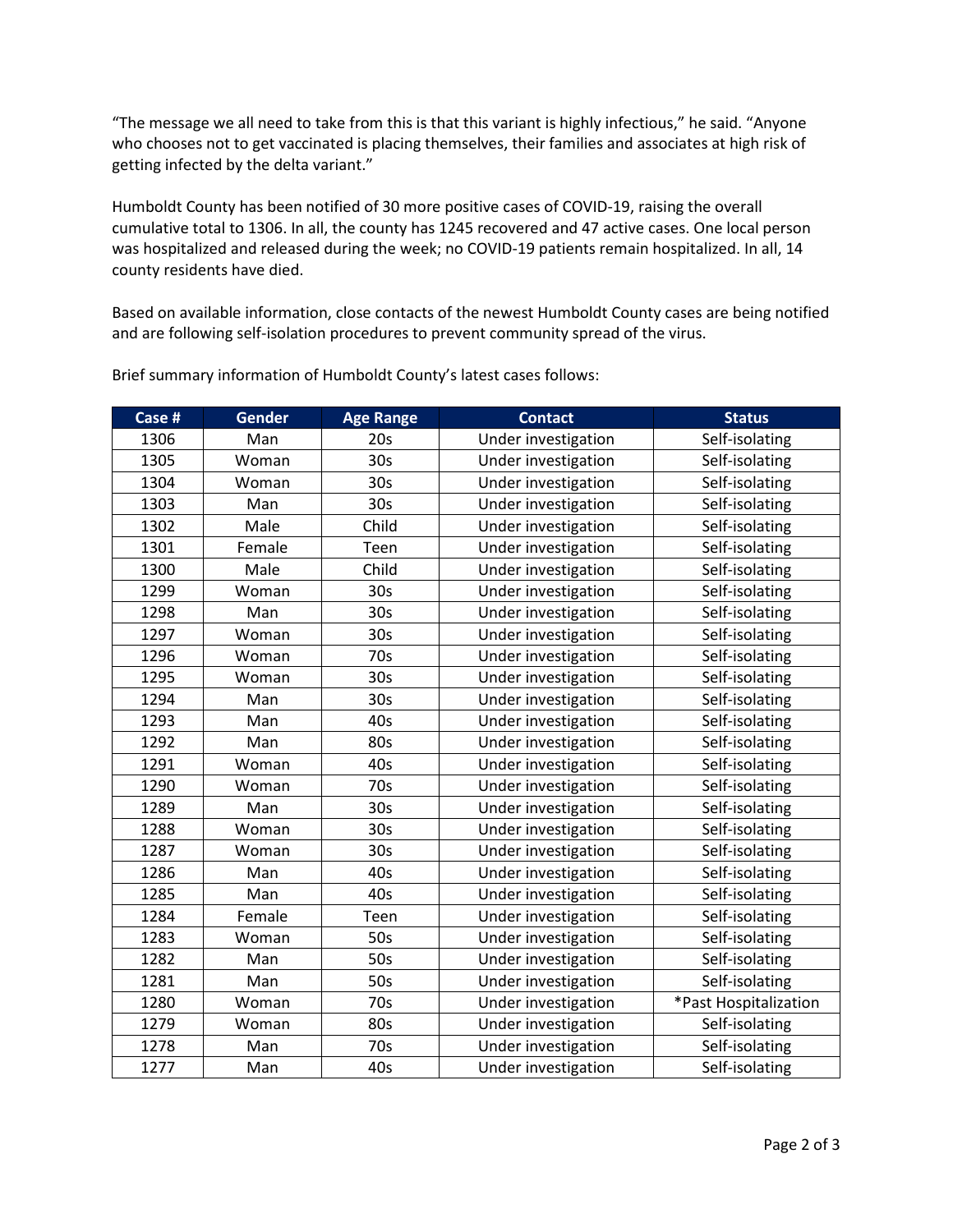"The message we all need to take from this is that this variant is highly infectious," he said. "Anyone who chooses not to get vaccinated is placing themselves, their families and associates at high risk of getting infected by the delta variant."

Humboldt County has been notified of 30 more positive cases of COVID-19, raising the overall cumulative total to 1306. In all, the county has 1245 recovered and 47 active cases. One local person was hospitalized and released during the week; no COVID-19 patients remain hospitalized. In all, 14 county residents have died.

Based on available information, close contacts of the newest Humboldt County cases are being notified and are following self-isolation procedures to prevent community spread of the virus.

Brief summary information of Humboldt County's latest cases follows:

| Case # | Gender | Age Range | Contact | Status |
|---|---|---|---|---|
| 1306 | Man | 20s | Under investigation | Self-isolating |
| 1305 | Woman | 30s | Under investigation | Self-isolating |
| 1304 | Woman | 30s | Under investigation | Self-isolating |
| 1303 | Man | 30s | Under investigation | Self-isolating |
| 1302 | Male | Child | Under investigation | Self-isolating |
| 1301 | Female | Teen | Under investigation | Self-isolating |
| 1300 | Male | Child | Under investigation | Self-isolating |
| 1299 | Woman | 30s | Under investigation | Self-isolating |
| 1298 | Man | 30s | Under investigation | Self-isolating |
| 1297 | Woman | 30s | Under investigation | Self-isolating |
| 1296 | Woman | 70s | Under investigation | Self-isolating |
| 1295 | Woman | 30s | Under investigation | Self-isolating |
| 1294 | Man | 30s | Under investigation | Self-isolating |
| 1293 | Man | 40s | Under investigation | Self-isolating |
| 1292 | Man | 80s | Under investigation | Self-isolating |
| 1291 | Woman | 40s | Under investigation | Self-isolating |
| 1290 | Woman | 70s | Under investigation | Self-isolating |
| 1289 | Man | 30s | Under investigation | Self-isolating |
| 1288 | Woman | 30s | Under investigation | Self-isolating |
| 1287 | Woman | 30s | Under investigation | Self-isolating |
| 1286 | Man | 40s | Under investigation | Self-isolating |
| 1285 | Man | 40s | Under investigation | Self-isolating |
| 1284 | Female | Teen | Under investigation | Self-isolating |
| 1283 | Woman | 50s | Under investigation | Self-isolating |
| 1282 | Man | 50s | Under investigation | Self-isolating |
| 1281 | Man | 50s | Under investigation | Self-isolating |
| 1280 | Woman | 70s | Under investigation | *Past Hospitalization |
| 1279 | Woman | 80s | Under investigation | Self-isolating |
| 1278 | Man | 70s | Under investigation | Self-isolating |
| 1277 | Man | 40s | Under investigation | Self-isolating |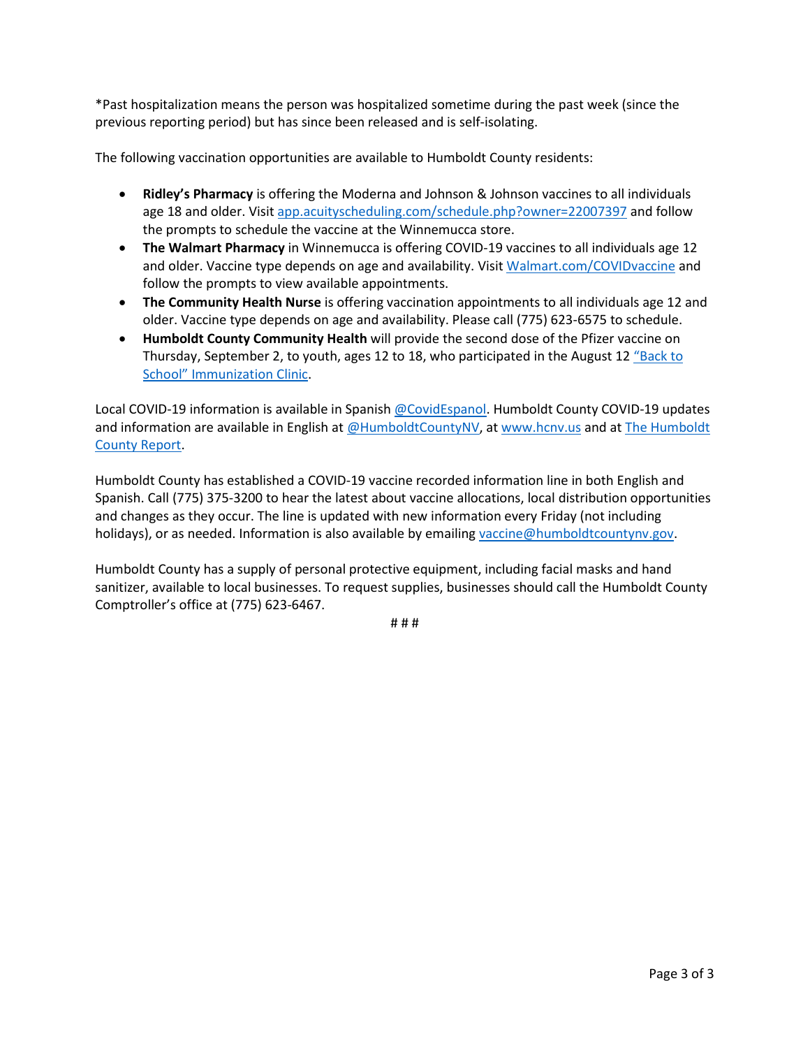*Past hospitalization means the person was hospitalized sometime during the past week (since the previous reporting period) but has since been released and is self-isolating.

The following vaccination opportunities are available to Humboldt County residents:

- **Ridley's Pharmacy** is offering the Moderna and Johnson & Johnson vaccines to all individuals age 18 and older. Visit app.acuityscheduling.com/schedule.php?owner=22007397 and follow the prompts to schedule the vaccine at the Winnemucca store.
- **The Walmart Pharmacy** in Winnemucca is offering COVID-19 vaccines to all individuals age 12 and older. Vaccine type depends on age and availability. Visit Walmart.com/COVIDvaccine and follow the prompts to view available appointments.
- **The Community Health Nurse** is offering vaccination appointments to all individuals age 12 and older. Vaccine type depends on age and availability. Please call (775) 623-6575 to schedule.
- **Humboldt County Community Health** will provide the second dose of the Pfizer vaccine on Thursday, September 2, to youth, ages 12 to 18, who participated in the August 12 "Back to School" Immunization Clinic.

Local COVID-19 information is available in Spanish @CovidEspanol. Humboldt County COVID-19 updates and information are available in English at @HumboldtCountyNV, at www.hcnv.us and at The Humboldt County Report.

Humboldt County has established a COVID-19 vaccine recorded information line in both English and Spanish. Call (775) 375-3200 to hear the latest about vaccine allocations, local distribution opportunities and changes as they occur. The line is updated with new information every Friday (not including holidays), or as needed. Information is also available by emailing vaccine@humboldtcountynv.gov.

Humboldt County has a supply of personal protective equipment, including facial masks and hand sanitizer, available to local businesses. To request supplies, businesses should call the Humboldt County Comptroller's office at (775) 623-6467.

# # #